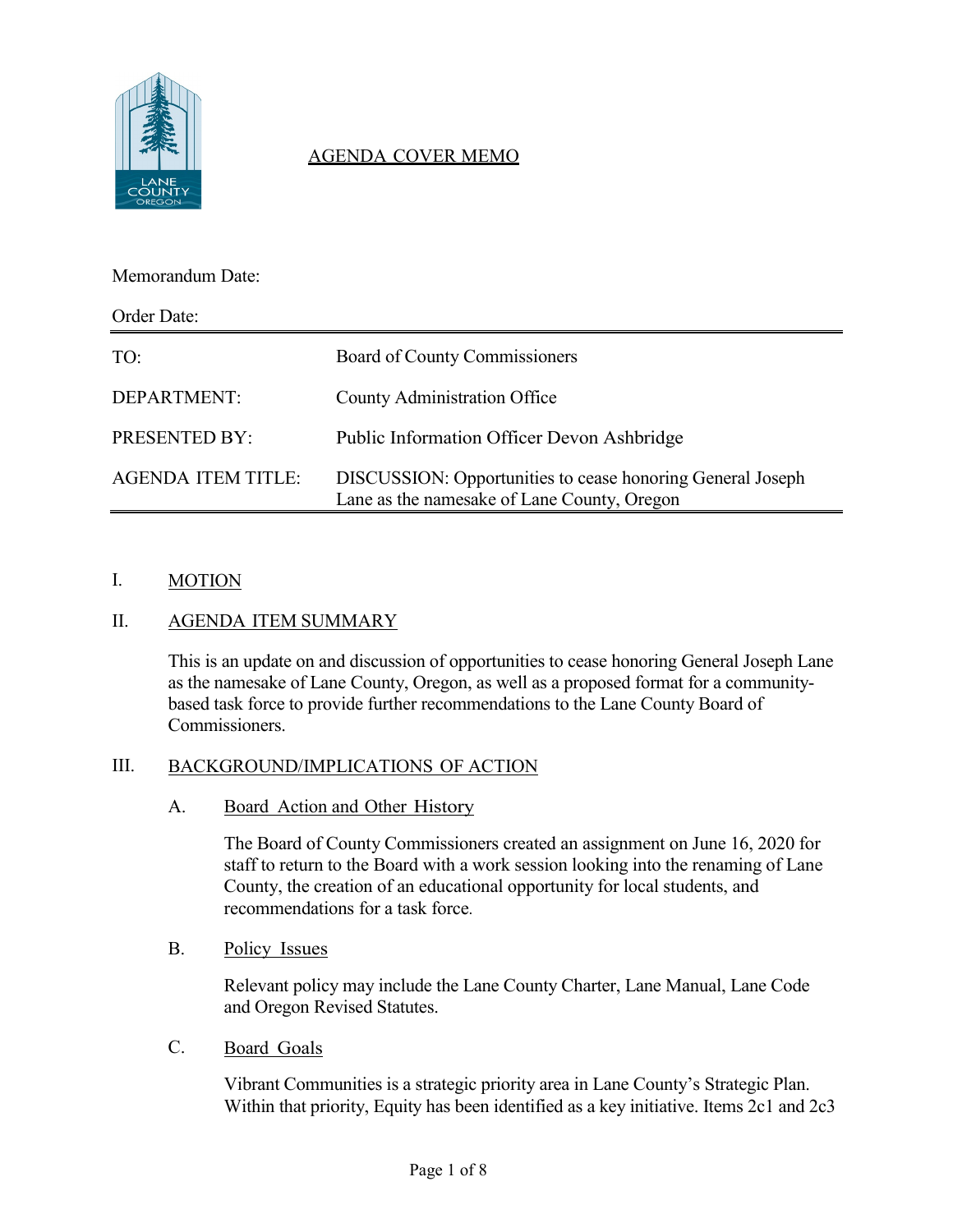# AGENDA COVER MEMO

Memorandum Date:

Order Date:

| | |
|---|---|
| TO: | Board of County Commissioners |
| DEPARTMENT: | County Administration Office |
| PRESENTED BY: | Public Information Officer Devon Ashbridge |
| AGENDA ITEM TITLE: | DISCUSSION: Opportunities to cease honoring General Joseph Lane as the namesake of Lane County, Oregon |

## I. MOTION

## II. AGENDA ITEM SUMMARY

This is an update on and discussion of opportunities to cease honoring General Joseph Lane as the namesake of Lane County, Oregon, as well as a proposed format for a community-based task force to provide further recommendations to the Lane County Board of Commissioners.

## III. BACKGROUND/IMPLICATIONS OF ACTION

### A. Board Action and Other History

The Board of County Commissioners created an assignment on June 16, 2020 for staff to return to the Board with a work session looking into the renaming of Lane County, the creation of an educational opportunity for local students, and recommendations for a task force.

### B. Policy Issues

Relevant policy may include the Lane County Charter, Lane Manual, Lane Code and Oregon Revised Statutes.

### C. Board Goals

Vibrant Communities is a strategic priority area in Lane County's Strategic Plan. Within that priority, Equity has been identified as a key initiative. Items 2c1 and 2c3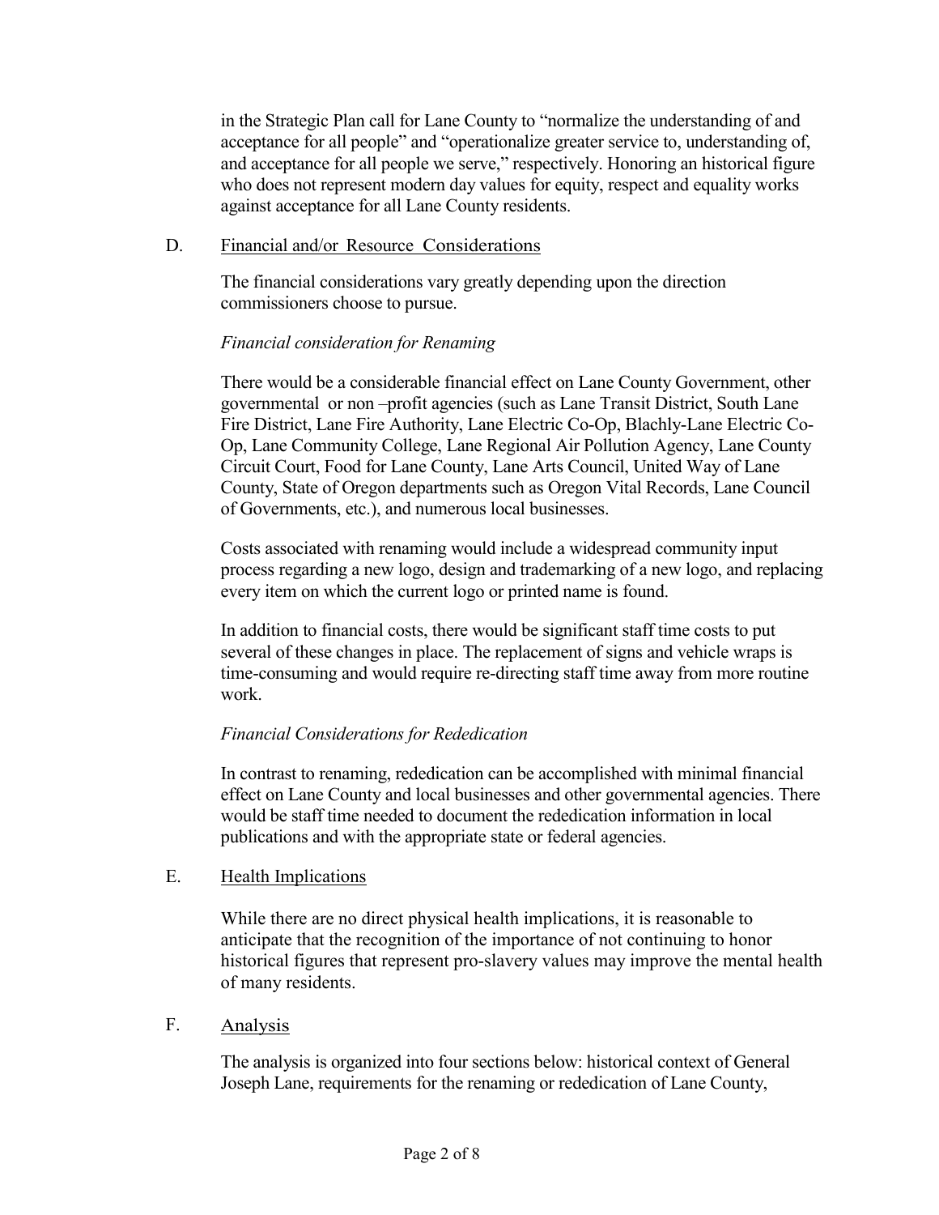in the Strategic Plan call for Lane County to "normalize the understanding of and acceptance for all people" and "operationalize greater service to, understanding of, and acceptance for all people we serve," respectively. Honoring an historical figure who does not represent modern day values for equity, respect and equality works against acceptance for all Lane County residents.

## D. Financial and/or Resource Considerations

The financial considerations vary greatly depending upon the direction commissioners choose to pursue.

*Financial consideration for Renaming*

There would be a considerable financial effect on Lane County Government, other governmental or non –profit agencies (such as Lane Transit District, South Lane Fire District, Lane Fire Authority, Lane Electric Co-Op, Blachly-Lane Electric Co-Op, Lane Community College, Lane Regional Air Pollution Agency, Lane County Circuit Court, Food for Lane County, Lane Arts Council, United Way of Lane County, State of Oregon departments such as Oregon Vital Records, Lane Council of Governments, etc.), and numerous local businesses.

Costs associated with renaming would include a widespread community input process regarding a new logo, design and trademarking of a new logo, and replacing every item on which the current logo or printed name is found.

In addition to financial costs, there would be significant staff time costs to put several of these changes in place. The replacement of signs and vehicle wraps is time-consuming and would require re-directing staff time away from more routine work.

*Financial Considerations for Rededication*

In contrast to renaming, rededication can be accomplished with minimal financial effect on Lane County and local businesses and other governmental agencies. There would be staff time needed to document the rededication information in local publications and with the appropriate state or federal agencies.

## E. Health Implications

While there are no direct physical health implications, it is reasonable to anticipate that the recognition of the importance of not continuing to honor historical figures that represent pro-slavery values may improve the mental health of many residents.

## F. Analysis

The analysis is organized into four sections below: historical context of General Joseph Lane, requirements for the renaming or rededication of Lane County,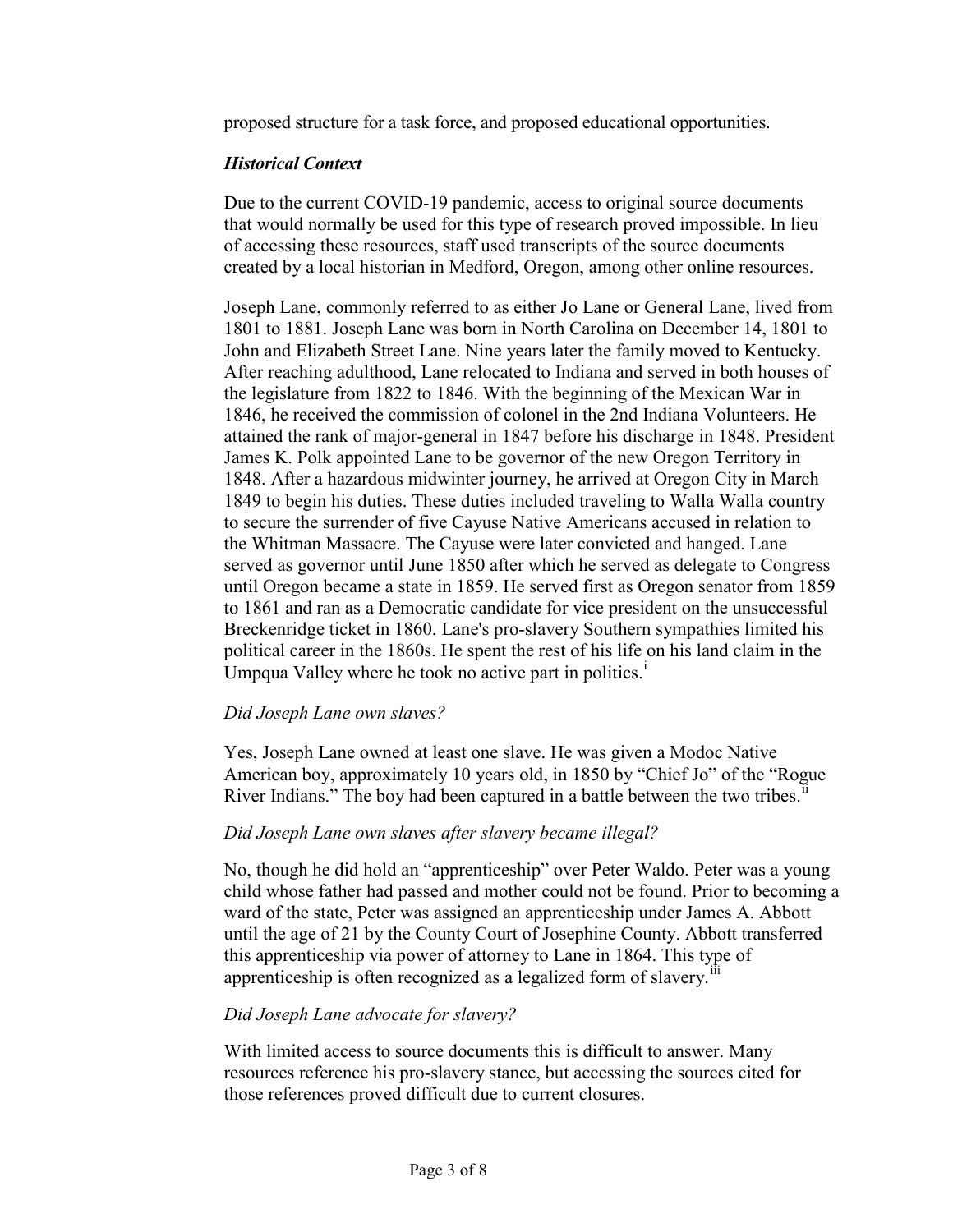proposed structure for a task force, and proposed educational opportunities.

### *Historical Context*

Due to the current COVID-19 pandemic, access to original source documents that would normally be used for this type of research proved impossible. In lieu of accessing these resources, staff used transcripts of the source documents created by a local historian in Medford, Oregon, among other online resources.

Joseph Lane, commonly referred to as either Jo Lane or General Lane, lived from 1801 to 1881. Joseph Lane was born in North Carolina on December 14, 1801 to John and Elizabeth Street Lane. Nine years later the family moved to Kentucky. After reaching adulthood, Lane relocated to Indiana and served in both houses of the legislature from 1822 to 1846. With the beginning of the Mexican War in 1846, he received the commission of colonel in the 2nd Indiana Volunteers. He attained the rank of major-general in 1847 before his discharge in 1848. President James K. Polk appointed Lane to be governor of the new Oregon Territory in 1848. After a hazardous midwinter journey, he arrived at Oregon City in March 1849 to begin his duties. These duties included traveling to Walla Walla country to secure the surrender of five Cayuse Native Americans accused in relation to the Whitman Massacre. The Cayuse were later convicted and hanged. Lane served as governor until June 1850 after which he served as delegate to Congress until Oregon became a state in 1859. He served first as Oregon senator from 1859 to 1861 and ran as a Democratic candidate for vice president on the unsuccessful Breckenridge ticket in 1860. Lane's pro-slavery Southern sympathies limited his political career in the 1860s. He spent the rest of his life on his land claim in the Umpqua Valley where he took no active part in politics.[i]

*Did Joseph Lane own slaves?*

Yes, Joseph Lane owned at least one slave. He was given a Modoc Native American boy, approximately 10 years old, in 1850 by "Chief Jo" of the "Rogue River Indians." The boy had been captured in a battle between the two tribes.[ii]

*Did Joseph Lane own slaves after slavery became illegal?*

No, though he did hold an "apprenticeship" over Peter Waldo. Peter was a young child whose father had passed and mother could not be found. Prior to becoming a ward of the state, Peter was assigned an apprenticeship under James A. Abbott until the age of 21 by the County Court of Josephine County. Abbott transferred this apprenticeship via power of attorney to Lane in 1864. This type of apprenticeship is often recognized as a legalized form of slavery.[iii]

*Did Joseph Lane advocate for slavery?*

With limited access to source documents this is difficult to answer. Many resources reference his pro-slavery stance, but accessing the sources cited for those references proved difficult due to current closures.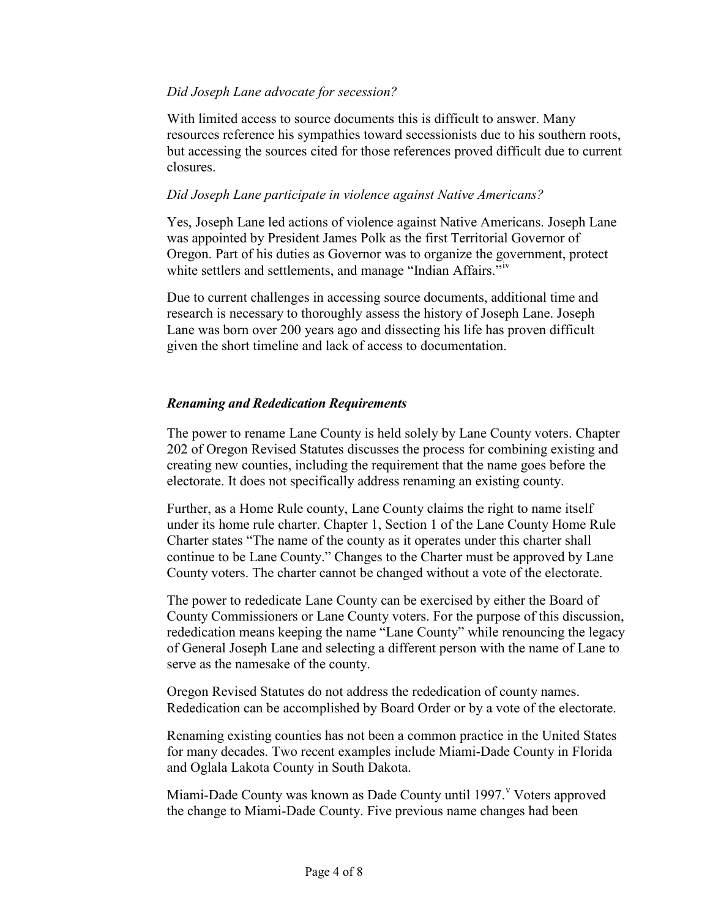*Did Joseph Lane advocate for secession?*

With limited access to source documents this is difficult to answer. Many resources reference his sympathies toward secessionists due to his southern roots, but accessing the sources cited for those references proved difficult due to current closures.

*Did Joseph Lane participate in violence against Native Americans?*

Yes, Joseph Lane led actions of violence against Native Americans. Joseph Lane was appointed by President James Polk as the first Territorial Governor of Oregon. Part of his duties as Governor was to organize the government, protect white settlers and settlements, and manage "Indian Affairs."[iv]

Due to current challenges in accessing source documents, additional time and research is necessary to thoroughly assess the history of Joseph Lane. Joseph Lane was born over 200 years ago and dissecting his life has proven difficult given the short timeline and lack of access to documentation.

### ***Renaming and Rededication Requirements***

The power to rename Lane County is held solely by Lane County voters. Chapter 202 of Oregon Revised Statutes discusses the process for combining existing and creating new counties, including the requirement that the name goes before the electorate. It does not specifically address renaming an existing county.

Further, as a Home Rule county, Lane County claims the right to name itself under its home rule charter. Chapter 1, Section 1 of the Lane County Home Rule Charter states "The name of the county as it operates under this charter shall continue to be Lane County." Changes to the Charter must be approved by Lane County voters. The charter cannot be changed without a vote of the electorate.

The power to rededicate Lane County can be exercised by either the Board of County Commissioners or Lane County voters. For the purpose of this discussion, rededication means keeping the name "Lane County" while renouncing the legacy of General Joseph Lane and selecting a different person with the name of Lane to serve as the namesake of the county.

Oregon Revised Statutes do not address the rededication of county names. Rededication can be accomplished by Board Order or by a vote of the electorate.

Renaming existing counties has not been a common practice in the United States for many decades. Two recent examples include Miami-Dade County in Florida and Oglala Lakota County in South Dakota.

Miami-Dade County was known as Dade County until 1997.[v] Voters approved the change to Miami-Dade County. Five previous name changes had been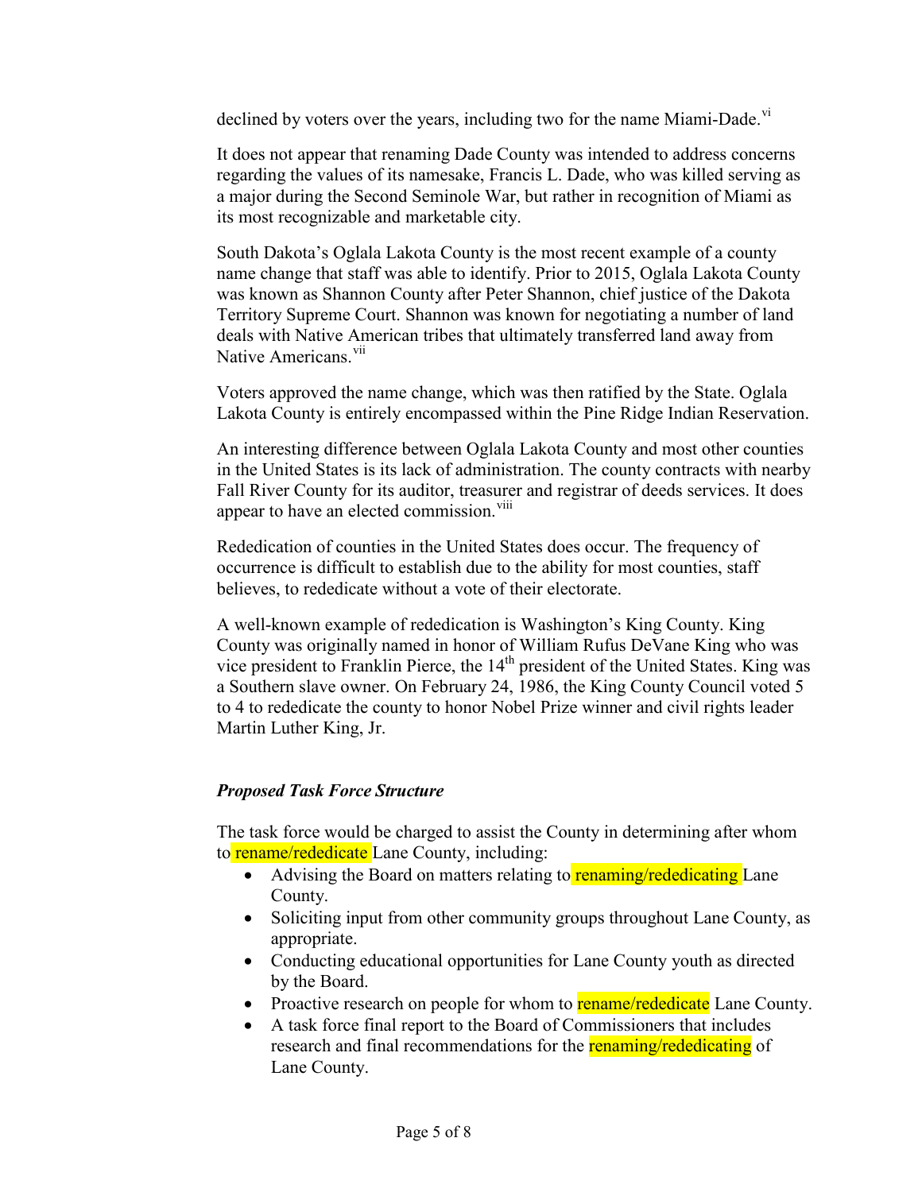declined by voters over the years, including two for the name Miami-Dade.[vi]

It does not appear that renaming Dade County was intended to address concerns regarding the values of its namesake, Francis L. Dade, who was killed serving as a major during the Second Seminole War, but rather in recognition of Miami as its most recognizable and marketable city.

South Dakota's Oglala Lakota County is the most recent example of a county name change that staff was able to identify. Prior to 2015, Oglala Lakota County was known as Shannon County after Peter Shannon, chief justice of the Dakota Territory Supreme Court. Shannon was known for negotiating a number of land deals with Native American tribes that ultimately transferred land away from Native Americans.[vii]

Voters approved the name change, which was then ratified by the State. Oglala Lakota County is entirely encompassed within the Pine Ridge Indian Reservation.

An interesting difference between Oglala Lakota County and most other counties in the United States is its lack of administration. The county contracts with nearby Fall River County for its auditor, treasurer and registrar of deeds services. It does appear to have an elected commission.[viii]

Rededication of counties in the United States does occur. The frequency of occurrence is difficult to establish due to the ability for most counties, staff believes, to rededicate without a vote of their electorate.

A well-known example of rededication is Washington's King County. King County was originally named in honor of William Rufus DeVane King who was vice president to Franklin Pierce, the 14th president of the United States. King was a Southern slave owner. On February 24, 1986, the King County Council voted 5 to 4 to rededicate the county to honor Nobel Prize winner and civil rights leader Martin Luther King, Jr.

### *Proposed Task Force Structure*

The task force would be charged to assist the County in determining after whom to rename/rededicate Lane County, including:

- Advising the Board on matters relating to renaming/rededicating Lane County.
- Soliciting input from other community groups throughout Lane County, as appropriate.
- Conducting educational opportunities for Lane County youth as directed by the Board.
- Proactive research on people for whom to rename/rededicate Lane County.
- A task force final report to the Board of Commissioners that includes research and final recommendations for the renaming/rededicating of Lane County.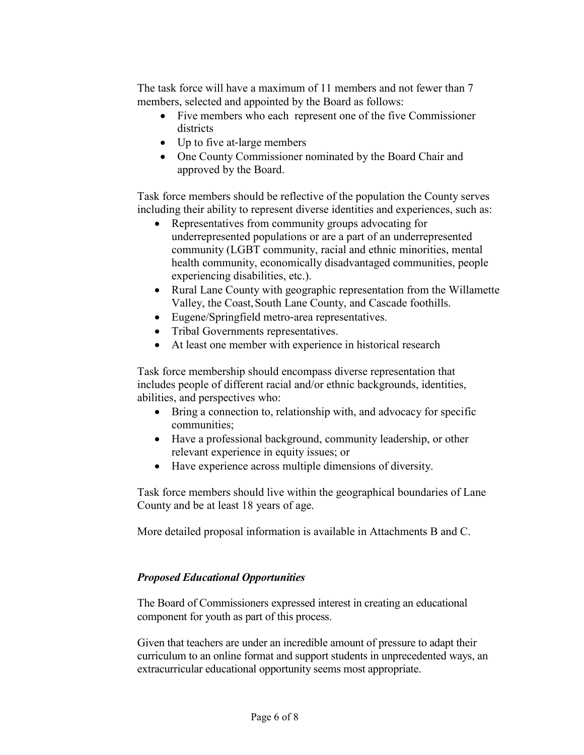The task force will have a maximum of 11 members and not fewer than 7 members, selected and appointed by the Board as follows:

- Five members who each represent one of the five Commissioner districts
- Up to five at-large members
- One County Commissioner nominated by the Board Chair and approved by the Board.

Task force members should be reflective of the population the County serves including their ability to represent diverse identities and experiences, such as:

- Representatives from community groups advocating for underrepresented populations or are a part of an underrepresented community (LGBT community, racial and ethnic minorities, mental health community, economically disadvantaged communities, people experiencing disabilities, etc.).
- Rural Lane County with geographic representation from the Willamette Valley, the Coast, South Lane County, and Cascade foothills.
- Eugene/Springfield metro-area representatives.
- Tribal Governments representatives.
- At least one member with experience in historical research

Task force membership should encompass diverse representation that includes people of different racial and/or ethnic backgrounds, identities, abilities, and perspectives who:

- Bring a connection to, relationship with, and advocacy for specific communities;
- Have a professional background, community leadership, or other relevant experience in equity issues; or
- Have experience across multiple dimensions of diversity.

Task force members should live within the geographical boundaries of Lane County and be at least 18 years of age.

More detailed proposal information is available in Attachments B and C.

***Proposed Educational Opportunities***

The Board of Commissioners expressed interest in creating an educational component for youth as part of this process.

Given that teachers are under an incredible amount of pressure to adapt their curriculum to an online format and support students in unprecedented ways, an extracurricular educational opportunity seems most appropriate.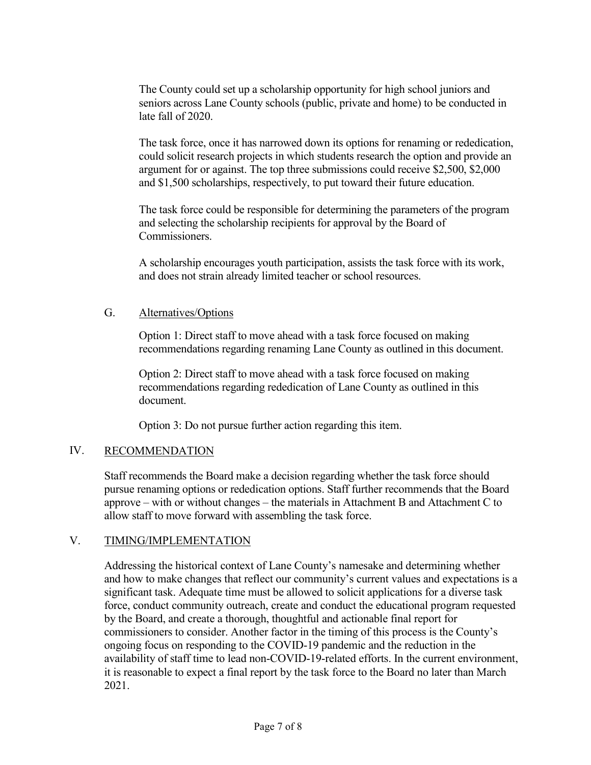The County could set up a scholarship opportunity for high school juniors and seniors across Lane County schools (public, private and home) to be conducted in late fall of 2020.

The task force, once it has narrowed down its options for renaming or rededication, could solicit research projects in which students research the option and provide an argument for or against. The top three submissions could receive $2,500, $2,000 and $1,500 scholarships, respectively, to put toward their future education.

The task force could be responsible for determining the parameters of the program and selecting the scholarship recipients for approval by the Board of Commissioners.

A scholarship encourages youth participation, assists the task force with its work, and does not strain already limited teacher or school resources.

### G. Alternatives/Options

Option 1: Direct staff to move ahead with a task force focused on making recommendations regarding renaming Lane County as outlined in this document.

Option 2: Direct staff to move ahead with a task force focused on making recommendations regarding rededication of Lane County as outlined in this document.

Option 3: Do not pursue further action regarding this item.

## IV. RECOMMENDATION

Staff recommends the Board make a decision regarding whether the task force should pursue renaming options or rededication options. Staff further recommends that the Board approve – with or without changes – the materials in Attachment B and Attachment C to allow staff to move forward with assembling the task force.

## V. TIMING/IMPLEMENTATION

Addressing the historical context of Lane County's namesake and determining whether and how to make changes that reflect our community's current values and expectations is a significant task. Adequate time must be allowed to solicit applications for a diverse task force, conduct community outreach, create and conduct the educational program requested by the Board, and create a thorough, thoughtful and actionable final report for commissioners to consider. Another factor in the timing of this process is the County's ongoing focus on responding to the COVID-19 pandemic and the reduction in the availability of staff time to lead non-COVID-19-related efforts. In the current environment, it is reasonable to expect a final report by the task force to the Board no later than March 2021.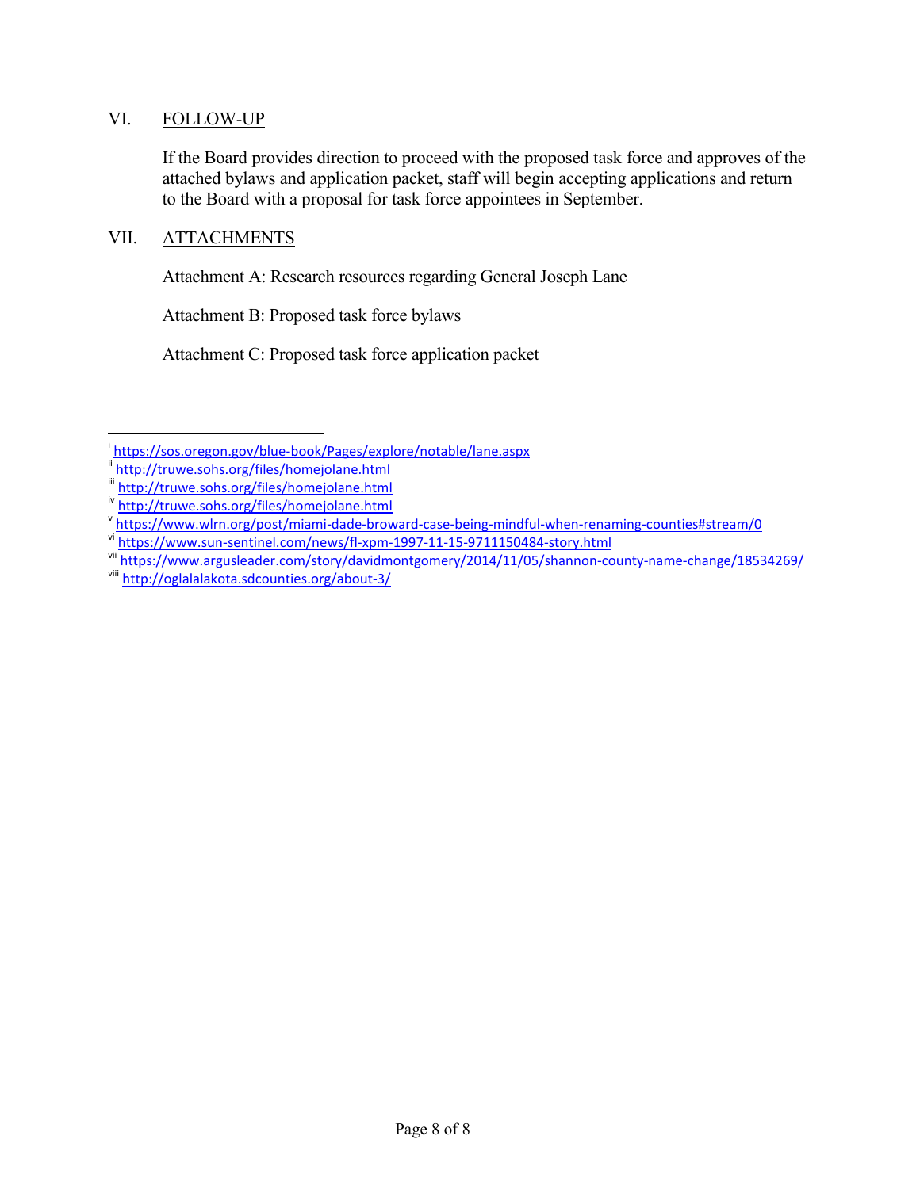## VI. FOLLOW-UP

If the Board provides direction to proceed with the proposed task force and approves of the attached bylaws and application packet, staff will begin accepting applications and return to the Board with a proposal for task force appointees in September.

## VII. ATTACHMENTS

Attachment A: Research resources regarding General Joseph Lane

Attachment B: Proposed task force bylaws

Attachment C: Proposed task force application packet

---

[i] https://sos.oregon.gov/blue-book/Pages/explore/notable/lane.aspx
[ii] http://truwe.sohs.org/files/homejolane.html
[iii] http://truwe.sohs.org/files/homejolane.html
[iv] http://truwe.sohs.org/files/homejolane.html
[v] https://www.wlrn.org/post/miami-dade-broward-case-being-mindful-when-renaming-counties#stream/0
[vi] https://www.sun-sentinel.com/news/fl-xpm-1997-11-15-9711150484-story.html
[vii] https://www.argusleader.com/story/davidmontgomery/2014/11/05/shannon-county-name-change/18534269/
[viii] http://oglalalakota.sdcounties.org/about-3/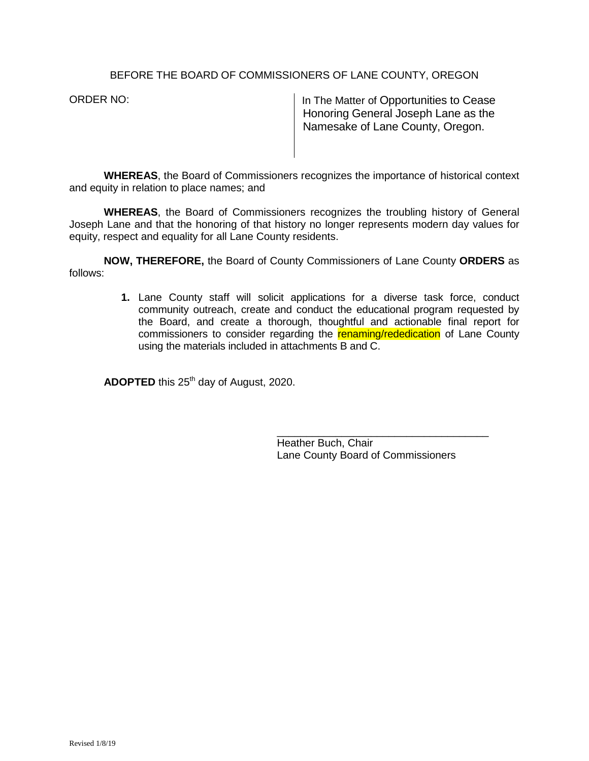BEFORE THE BOARD OF COMMISSIONERS OF LANE COUNTY, OREGON

ORDER NO:

In The Matter of Opportunities to Cease Honoring General Joseph Lane as the Namesake of Lane County, Oregon.

**WHEREAS**, the Board of Commissioners recognizes the importance of historical context and equity in relation to place names; and

**WHEREAS**, the Board of Commissioners recognizes the troubling history of General Joseph Lane and that the honoring of that history no longer represents modern day values for equity, respect and equality for all Lane County residents.

**NOW, THEREFORE,** the Board of County Commissioners of Lane County **ORDERS** as follows:

1. Lane County staff will solicit applications for a diverse task force, conduct community outreach, create and conduct the educational program requested by the Board, and create a thorough, thoughtful and actionable final report for commissioners to consider regarding the renaming/rededication of Lane County using the materials included in attachments B and C.

**ADOPTED** this 25th day of August, 2020.

\_\_\_\_\_\_\_\_\_\_\_\_\_\_\_\_\_\_\_\_\_\_\_\_\_\_\_\_\_\_\_\_\_\_\_\_

Heather Buch, Chair
Lane County Board of Commissioners

Revised 1/8/19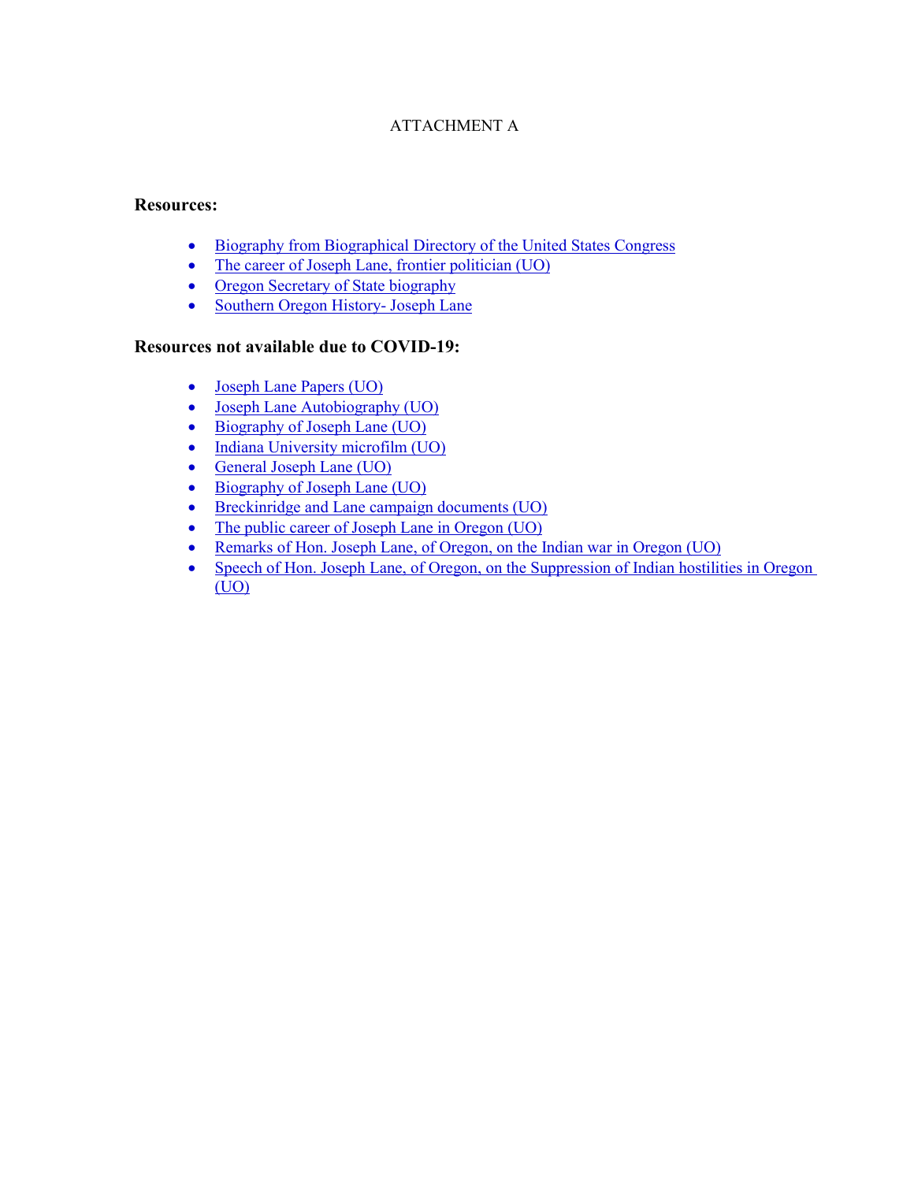ATTACHMENT A

**Resources:**

- Biography from Biographical Directory of the United States Congress
- The career of Joseph Lane, frontier politician (UO)
- Oregon Secretary of State biography
- Southern Oregon History- Joseph Lane

**Resources not available due to COVID-19:**

- Joseph Lane Papers (UO)
- Joseph Lane Autobiography (UO)
- Biography of Joseph Lane (UO)
- Indiana University microfilm (UO)
- General Joseph Lane (UO)
- Biography of Joseph Lane (UO)
- Breckinridge and Lane campaign documents (UO)
- The public career of Joseph Lane in Oregon (UO)
- Remarks of Hon. Joseph Lane, of Oregon, on the Indian war in Oregon (UO)
- Speech of Hon. Joseph Lane, of Oregon, on the Suppression of Indian hostilities in Oregon (UO)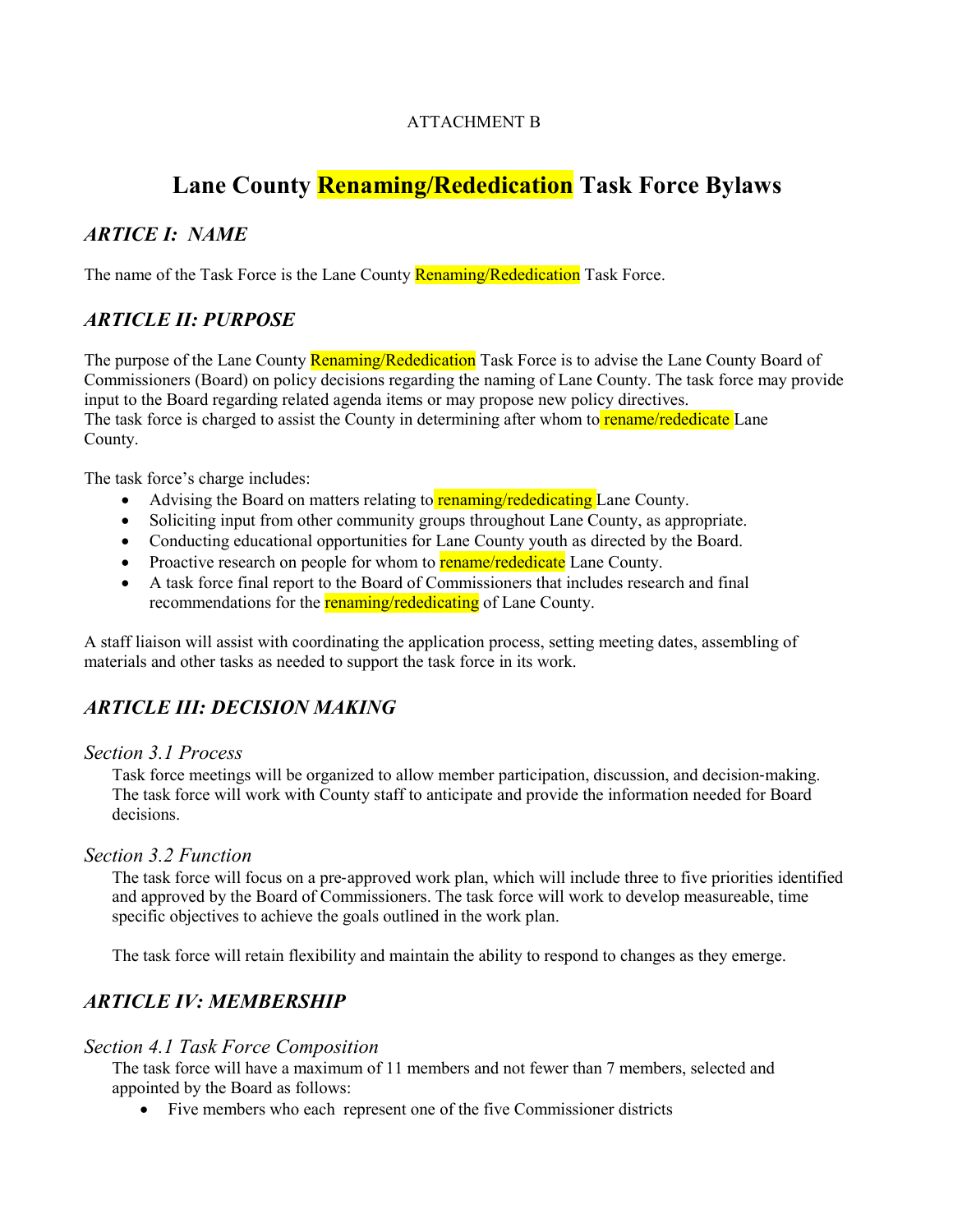ATTACHMENT B

# Lane County Renaming/Rededication Task Force Bylaws

## *ARTICLE I: NAME*

The name of the Task Force is the Lane County Renaming/Rededication Task Force.

## *ARTICLE II: PURPOSE*

The purpose of the Lane County Renaming/Rededication Task Force is to advise the Lane County Board of Commissioners (Board) on policy decisions regarding the naming of Lane County. The task force may provide input to the Board regarding related agenda items or may propose new policy directives.
The task force is charged to assist the County in determining after whom to rename/rededicate Lane County.

The task force's charge includes:

- Advising the Board on matters relating to renaming/rededicating Lane County.
- Soliciting input from other community groups throughout Lane County, as appropriate.
- Conducting educational opportunities for Lane County youth as directed by the Board.
- Proactive research on people for whom to rename/rededicate Lane County.
- A task force final report to the Board of Commissioners that includes research and final recommendations for the renaming/rededicating of Lane County.

A staff liaison will assist with coordinating the application process, setting meeting dates, assembling of materials and other tasks as needed to support the task force in its work.

## *ARTICLE III: DECISION MAKING*

### *Section 3.1 Process*

Task force meetings will be organized to allow member participation, discussion, and decision-making. The task force will work with County staff to anticipate and provide the information needed for Board decisions.

### *Section 3.2 Function*

The task force will focus on a pre-approved work plan, which will include three to five priorities identified and approved by the Board of Commissioners. The task force will work to develop measureable, time specific objectives to achieve the goals outlined in the work plan.

The task force will retain flexibility and maintain the ability to respond to changes as they emerge.

## *ARTICLE IV: MEMBERSHIP*

### *Section 4.1 Task Force Composition*

The task force will have a maximum of 11 members and not fewer than 7 members, selected and appointed by the Board as follows:

- Five members who each represent one of the five Commissioner districts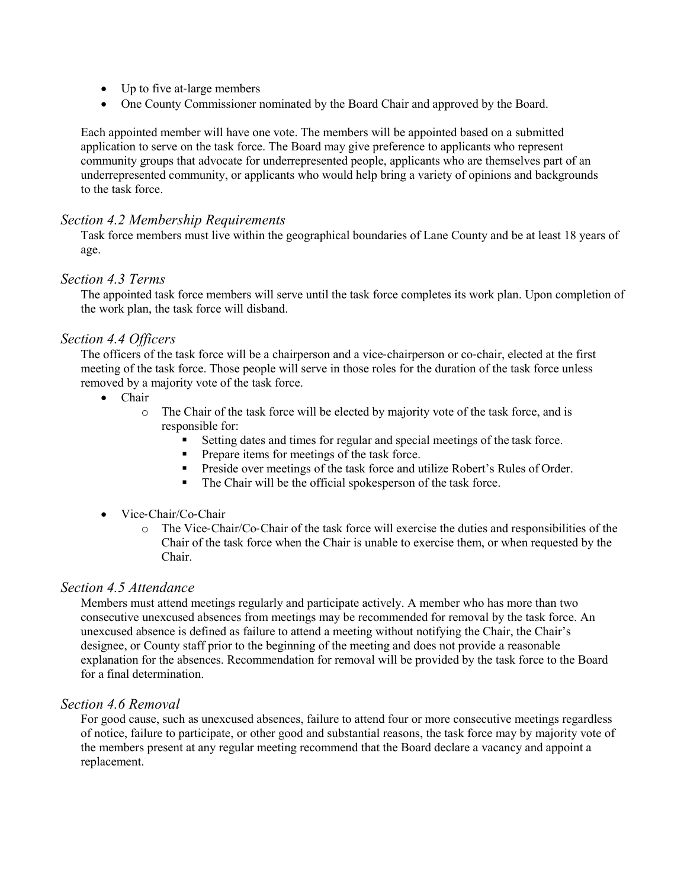- Up to five at-large members
- One County Commissioner nominated by the Board Chair and approved by the Board.

Each appointed member will have one vote. The members will be appointed based on a submitted application to serve on the task force. The Board may give preference to applicants who represent community groups that advocate for underrepresented people, applicants who are themselves part of an underrepresented community, or applicants who would help bring a variety of opinions and backgrounds to the task force.

### *Section 4.2 Membership Requirements*

Task force members must live within the geographical boundaries of Lane County and be at least 18 years of age.

### *Section 4.3 Terms*

The appointed task force members will serve until the task force completes its work plan. Upon completion of the work plan, the task force will disband.

### *Section 4.4 Officers*

The officers of the task force will be a chairperson and a vice-chairperson or co-chair, elected at the first meeting of the task force. Those people will serve in those roles for the duration of the task force unless removed by a majority vote of the task force.

- Chair
  - The Chair of the task force will be elected by majority vote of the task force, and is responsible for:
    - Setting dates and times for regular and special meetings of the task force.
    - Prepare items for meetings of the task force.
    - Preside over meetings of the task force and utilize Robert's Rules of Order.
    - The Chair will be the official spokesperson of the task force.
- Vice-Chair/Co-Chair
  - The Vice-Chair/Co-Chair of the task force will exercise the duties and responsibilities of the Chair of the task force when the Chair is unable to exercise them, or when requested by the Chair.

### *Section 4.5 Attendance*

Members must attend meetings regularly and participate actively. A member who has more than two consecutive unexcused absences from meetings may be recommended for removal by the task force. An unexcused absence is defined as failure to attend a meeting without notifying the Chair, the Chair's designee, or County staff prior to the beginning of the meeting and does not provide a reasonable explanation for the absences. Recommendation for removal will be provided by the task force to the Board for a final determination.

### *Section 4.6 Removal*

For good cause, such as unexcused absences, failure to attend four or more consecutive meetings regardless of notice, failure to participate, or other good and substantial reasons, the task force may by majority vote of the members present at any regular meeting recommend that the Board declare a vacancy and appoint a replacement.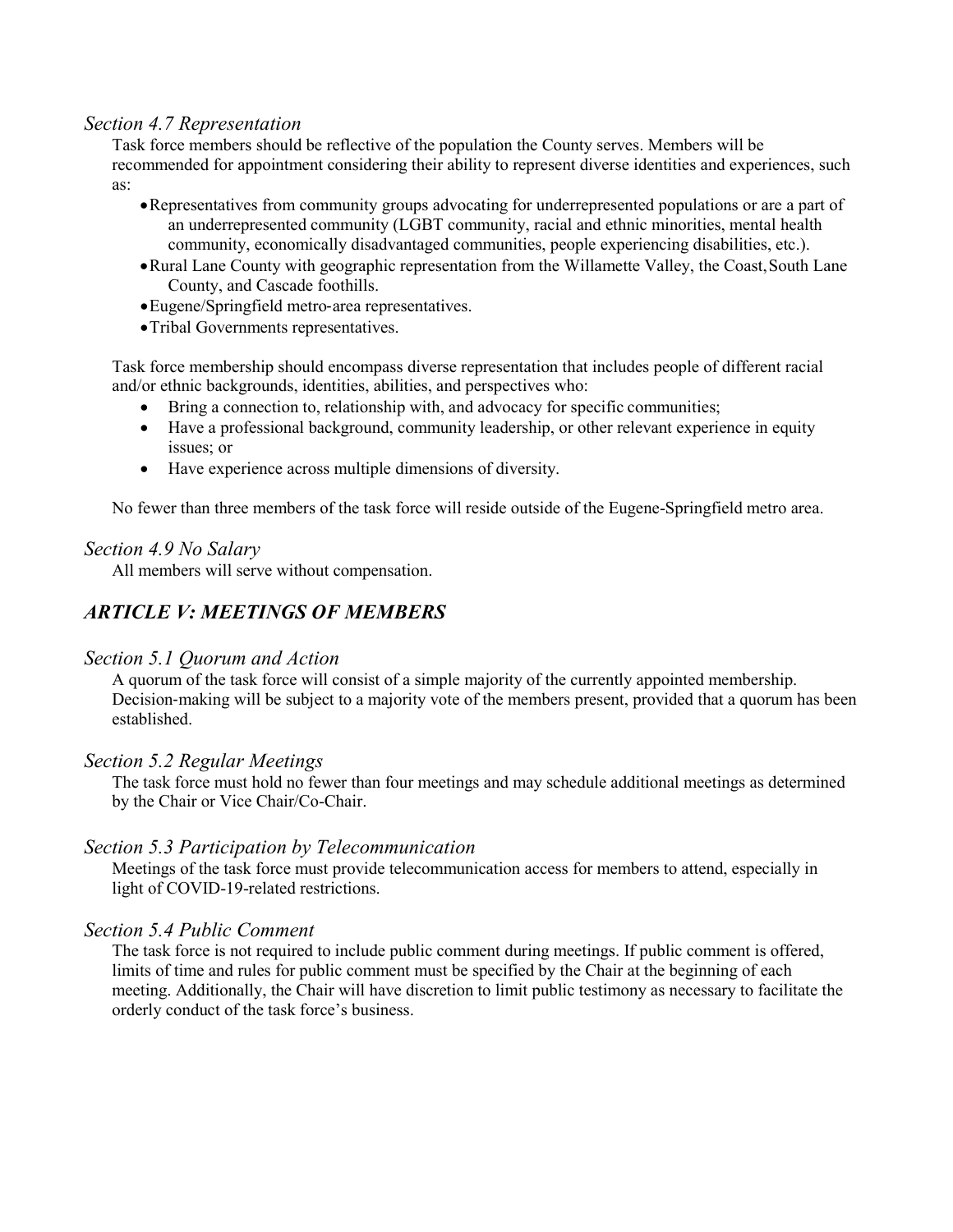### *Section 4.7 Representation*

Task force members should be reflective of the population the County serves. Members will be recommended for appointment considering their ability to represent diverse identities and experiences, such as:

- Representatives from community groups advocating for underrepresented populations or are a part of an underrepresented community (LGBT community, racial and ethnic minorities, mental health community, economically disadvantaged communities, people experiencing disabilities, etc.).
- Rural Lane County with geographic representation from the Willamette Valley, the Coast, South Lane County, and Cascade foothills.
- Eugene/Springfield metro-area representatives.
- Tribal Governments representatives.

Task force membership should encompass diverse representation that includes people of different racial and/or ethnic backgrounds, identities, abilities, and perspectives who:

- Bring a connection to, relationship with, and advocacy for specific communities;
- Have a professional background, community leadership, or other relevant experience in equity issues; or
- Have experience across multiple dimensions of diversity.

No fewer than three members of the task force will reside outside of the Eugene-Springfield metro area.

### *Section 4.9 No Salary*

All members will serve without compensation.

## *ARTICLE V: MEETINGS OF MEMBERS*

### *Section 5.1 Quorum and Action*

A quorum of the task force will consist of a simple majority of the currently appointed membership. Decision-making will be subject to a majority vote of the members present, provided that a quorum has been established.

### *Section 5.2 Regular Meetings*

The task force must hold no fewer than four meetings and may schedule additional meetings as determined by the Chair or Vice Chair/Co-Chair.

### *Section 5.3 Participation by Telecommunication*

Meetings of the task force must provide telecommunication access for members to attend, especially in light of COVID-19-related restrictions.

### *Section 5.4 Public Comment*

The task force is not required to include public comment during meetings. If public comment is offered, limits of time and rules for public comment must be specified by the Chair at the beginning of each meeting. Additionally, the Chair will have discretion to limit public testimony as necessary to facilitate the orderly conduct of the task force's business.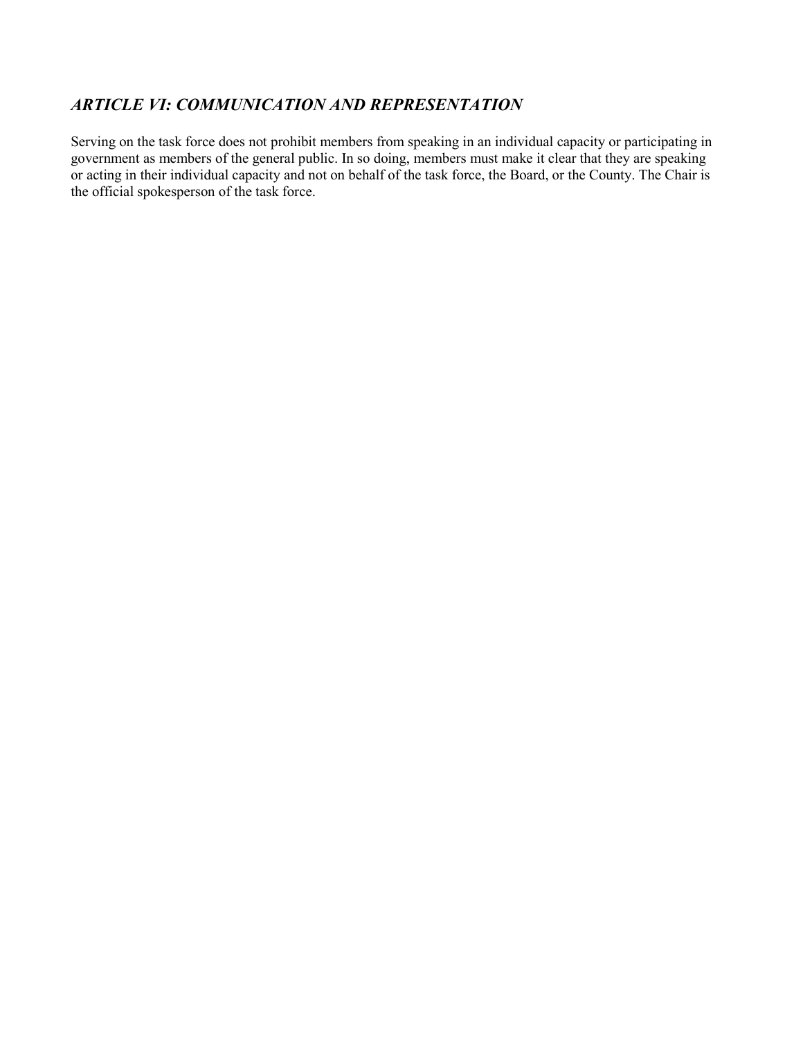## *ARTICLE VI: COMMUNICATION AND REPRESENTATION*

Serving on the task force does not prohibit members from speaking in an individual capacity or participating in government as members of the general public. In so doing, members must make it clear that they are speaking or acting in their individual capacity and not on behalf of the task force, the Board, or the County. The Chair is the official spokesperson of the task force.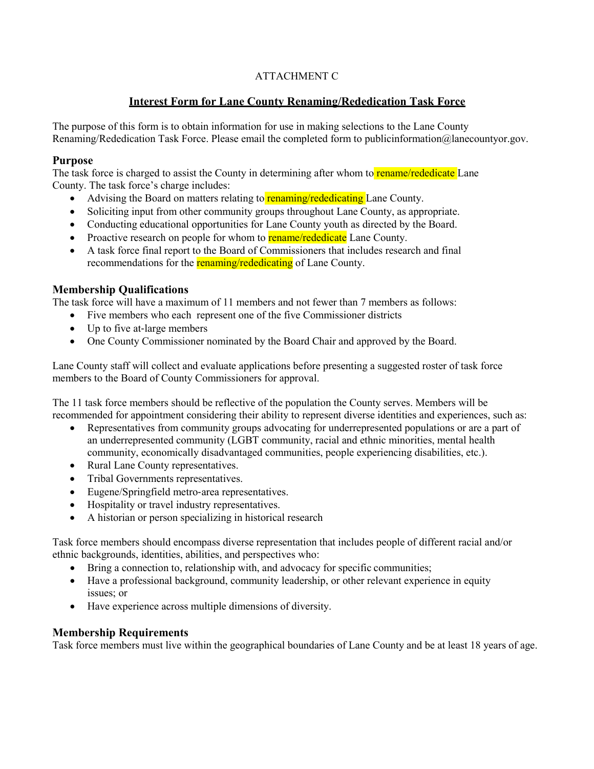ATTACHMENT C

## Interest Form for Lane County Renaming/Rededication Task Force

The purpose of this form is to obtain information for use in making selections to the Lane County Renaming/Rededication Task Force. Please email the completed form to publicinformation@lanecountyor.gov.

### Purpose

The task force is charged to assist the County in determining after whom to rename/rededicate Lane County. The task force's charge includes:

- Advising the Board on matters relating to renaming/rededicating Lane County.
- Soliciting input from other community groups throughout Lane County, as appropriate.
- Conducting educational opportunities for Lane County youth as directed by the Board.
- Proactive research on people for whom to rename/rededicate Lane County.
- A task force final report to the Board of Commissioners that includes research and final recommendations for the renaming/rededicating of Lane County.

### Membership Qualifications

The task force will have a maximum of 11 members and not fewer than 7 members as follows:

- Five members who each represent one of the five Commissioner districts
- Up to five at-large members
- One County Commissioner nominated by the Board Chair and approved by the Board.

Lane County staff will collect and evaluate applications before presenting a suggested roster of task force members to the Board of County Commissioners for approval.

The 11 task force members should be reflective of the population the County serves. Members will be recommended for appointment considering their ability to represent diverse identities and experiences, such as:

- Representatives from community groups advocating for underrepresented populations or are a part of an underrepresented community (LGBT community, racial and ethnic minorities, mental health community, economically disadvantaged communities, people experiencing disabilities, etc.).
- Rural Lane County representatives.
- Tribal Governments representatives.
- Eugene/Springfield metro-area representatives.
- Hospitality or travel industry representatives.
- A historian or person specializing in historical research

Task force members should encompass diverse representation that includes people of different racial and/or ethnic backgrounds, identities, abilities, and perspectives who:

- Bring a connection to, relationship with, and advocacy for specific communities;
- Have a professional background, community leadership, or other relevant experience in equity issues; or
- Have experience across multiple dimensions of diversity.

### Membership Requirements

Task force members must live within the geographical boundaries of Lane County and be at least 18 years of age.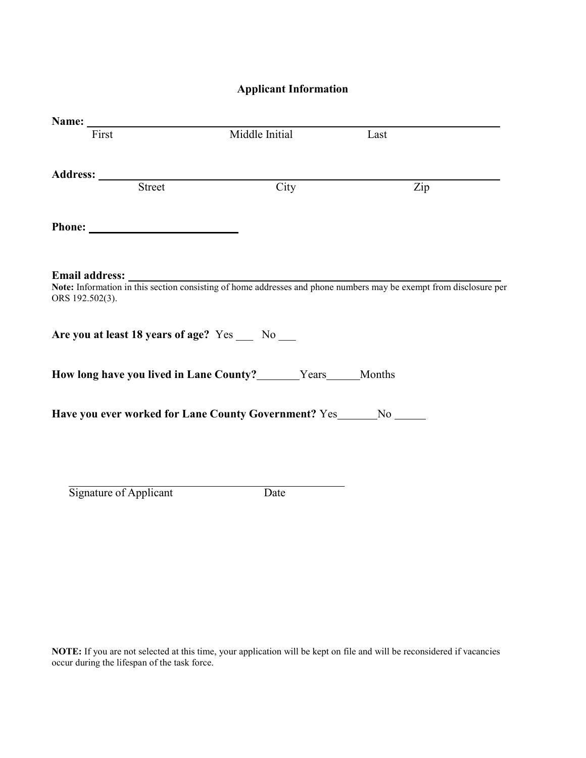## Applicant Information

**Name:** ______________________________________________________________
First                    Middle Initial                    Last

**Address:** ______________________________________________________________
Street                    City                    Zip

**Phone:** ______________________

**Email address:** ______________________________________________________________

**Note:** Information in this section consisting of home addresses and phone numbers may be exempt from disclosure per ORS 192.502(3).

**Are you at least 18 years of age?** Yes ___ No ___

**How long have you lived in Lane County?** _______ Years ______ Months

**Have you ever worked for Lane County Government?** Yes _______ No ______

______________________________________________

Signature of Applicant                    Date

**NOTE:** If you are not selected at this time, your application will be kept on file and will be reconsidered if vacancies occur during the lifespan of the task force.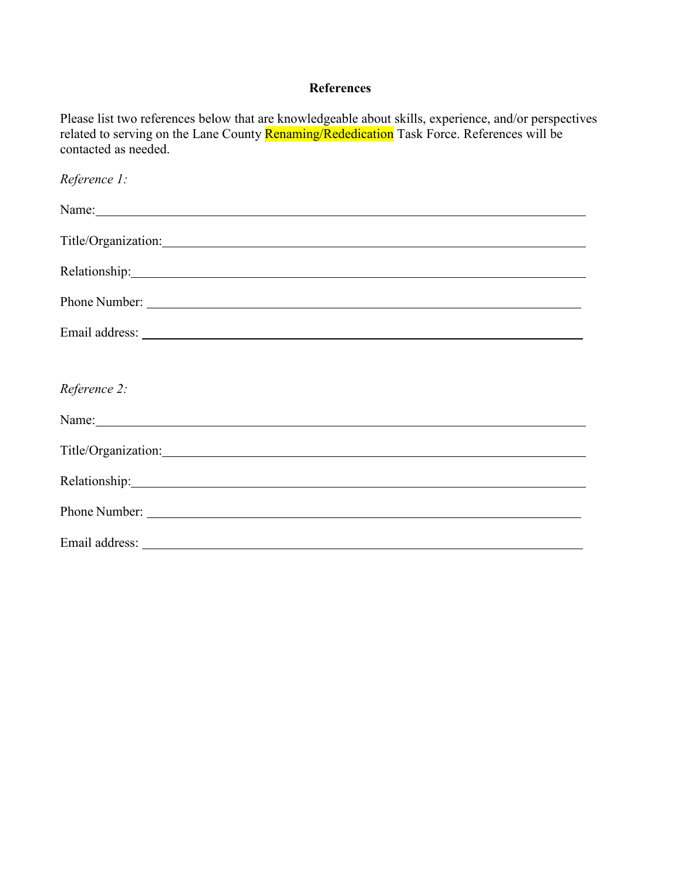**References**

Please list two references below that are knowledgeable about skills, experience, and/or perspectives related to serving on the Lane County Renaming/Rededication Task Force. References will be contacted as needed.

*Reference 1:*

Name:\_\_\_\_\_\_\_\_\_\_\_\_\_\_\_\_\_\_\_\_\_\_\_\_\_\_\_\_\_\_\_\_\_\_\_\_\_\_\_\_\_\_\_\_\_\_\_\_\_\_\_\_\_\_\_\_\_\_\_\_

Title/Organization:\_\_\_\_\_\_\_\_\_\_\_\_\_\_\_\_\_\_\_\_\_\_\_\_\_\_\_\_\_\_\_\_\_\_\_\_\_\_\_\_\_\_\_\_\_\_\_\_\_\_

Relationship:\_\_\_\_\_\_\_\_\_\_\_\_\_\_\_\_\_\_\_\_\_\_\_\_\_\_\_\_\_\_\_\_\_\_\_\_\_\_\_\_\_\_\_\_\_\_\_\_\_\_\_\_\_\_

Phone Number: \_\_\_\_\_\_\_\_\_\_\_\_\_\_\_\_\_\_\_\_\_\_\_\_\_\_\_\_\_\_\_\_\_\_\_\_\_\_\_\_\_\_\_\_\_\_\_\_\_\_\_\_

Email address: \_\_\_\_\_\_\_\_\_\_\_\_\_\_\_\_\_\_\_\_\_\_\_\_\_\_\_\_\_\_\_\_\_\_\_\_\_\_\_\_\_\_\_\_\_\_\_\_\_\_\_\_

*Reference 2:*

Name:\_\_\_\_\_\_\_\_\_\_\_\_\_\_\_\_\_\_\_\_\_\_\_\_\_\_\_\_\_\_\_\_\_\_\_\_\_\_\_\_\_\_\_\_\_\_\_\_\_\_\_\_\_\_\_\_\_\_\_\_

Title/Organization:\_\_\_\_\_\_\_\_\_\_\_\_\_\_\_\_\_\_\_\_\_\_\_\_\_\_\_\_\_\_\_\_\_\_\_\_\_\_\_\_\_\_\_\_\_\_\_\_\_\_

Relationship:\_\_\_\_\_\_\_\_\_\_\_\_\_\_\_\_\_\_\_\_\_\_\_\_\_\_\_\_\_\_\_\_\_\_\_\_\_\_\_\_\_\_\_\_\_\_\_\_\_\_\_\_\_\_

Phone Number: \_\_\_\_\_\_\_\_\_\_\_\_\_\_\_\_\_\_\_\_\_\_\_\_\_\_\_\_\_\_\_\_\_\_\_\_\_\_\_\_\_\_\_\_\_\_\_\_\_\_\_\_

Email address: \_\_\_\_\_\_\_\_\_\_\_\_\_\_\_\_\_\_\_\_\_\_\_\_\_\_\_\_\_\_\_\_\_\_\_\_\_\_\_\_\_\_\_\_\_\_\_\_\_\_\_\_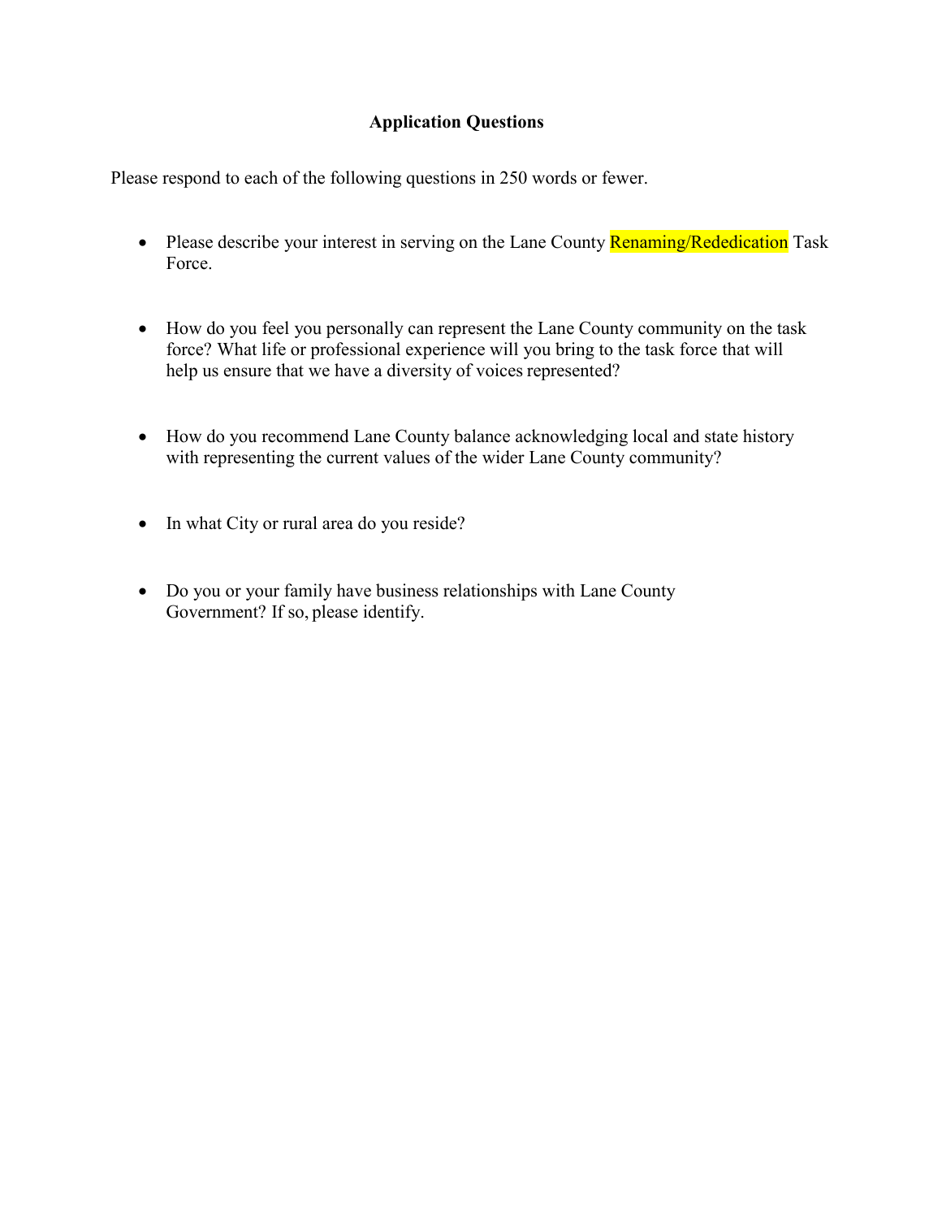**Application Questions**

Please respond to each of the following questions in 250 words or fewer.

- Please describe your interest in serving on the Lane County Renaming/Rededication Task Force.

- How do you feel you personally can represent the Lane County community on the task force? What life or professional experience will you bring to the task force that will help us ensure that we have a diversity of voices represented?

- How do you recommend Lane County balance acknowledging local and state history with representing the current values of the wider Lane County community?

- In what City or rural area do you reside?

- Do you or your family have business relationships with Lane County Government? If so, please identify.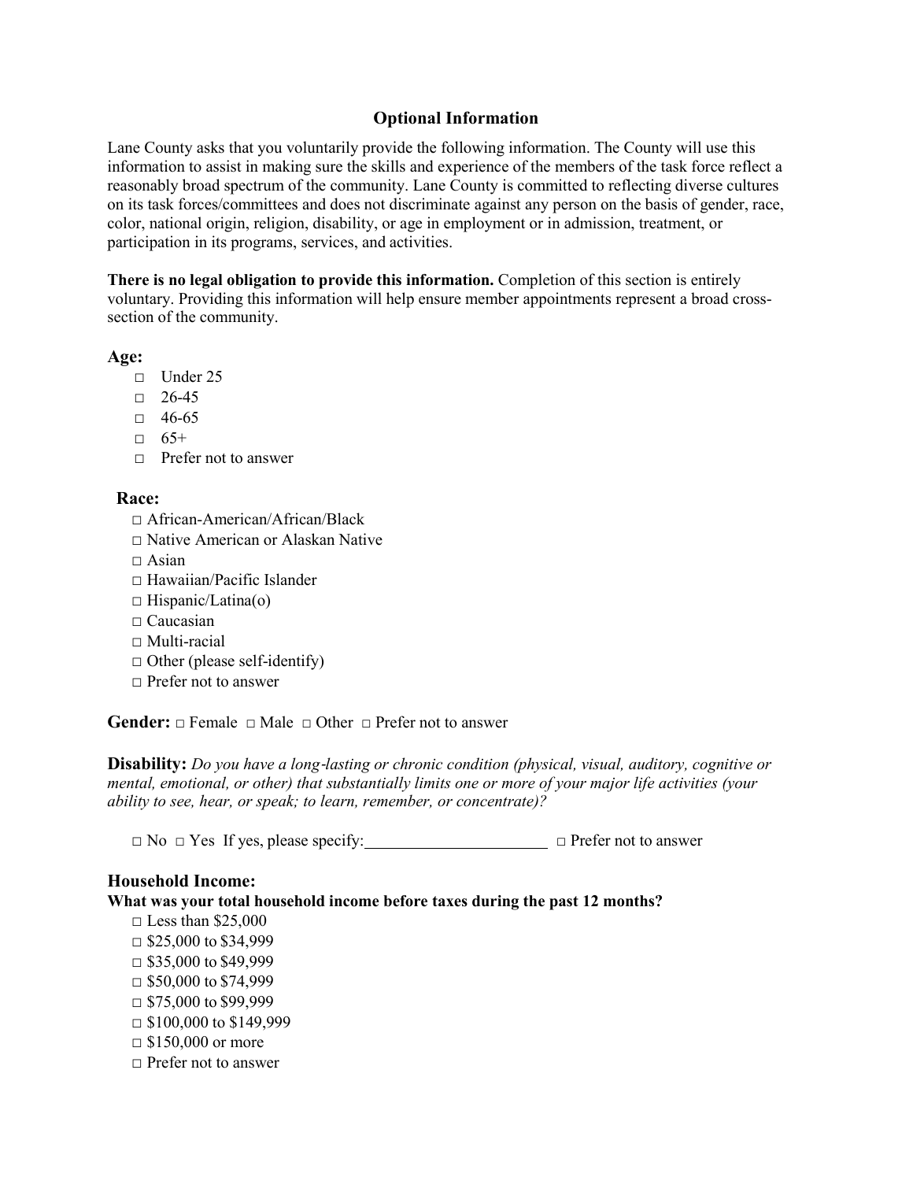## Optional Information

Lane County asks that you voluntarily provide the following information. The County will use this information to assist in making sure the skills and experience of the members of the task force reflect a reasonably broad spectrum of the community. Lane County is committed to reflecting diverse cultures on its task forces/committees and does not discriminate against any person on the basis of gender, race, color, national origin, religion, disability, or age in employment or in admission, treatment, or participation in its programs, services, and activities.

**There is no legal obligation to provide this information.** Completion of this section is entirely voluntary. Providing this information will help ensure member appointments represent a broad cross-section of the community.

**Age:**

- □ Under 25
- □ 26-45
- □ 46-65
- □ 65+
- □ Prefer not to answer

**Race:**

- □ African-American/African/Black
- □ Native American or Alaskan Native
- □ Asian
- □ Hawaiian/Pacific Islander
- □ Hispanic/Latina(o)
- □ Caucasian
- □ Multi-racial
- □ Other (please self-identify)
- □ Prefer not to answer

**Gender:** □ Female □ Male □ Other □ Prefer not to answer

**Disability:** *Do you have a long-lasting or chronic condition (physical, visual, auditory, cognitive or mental, emotional, or other) that substantially limits one or more of your major life activities (your ability to see, hear, or speak; to learn, remember, or concentrate)?*

□ No □ Yes If yes, please specify: ______________________ □ Prefer not to answer

**Household Income:**

**What was your total household income before taxes during the past 12 months?**

- □ Less than $25,000
- □ $25,000 to $34,999
- □ $35,000 to $49,999
- □ $50,000 to $74,999
- □ $75,000 to $99,999
- □ $100,000 to $149,999
- □ $150,000 or more
- □ Prefer not to answer